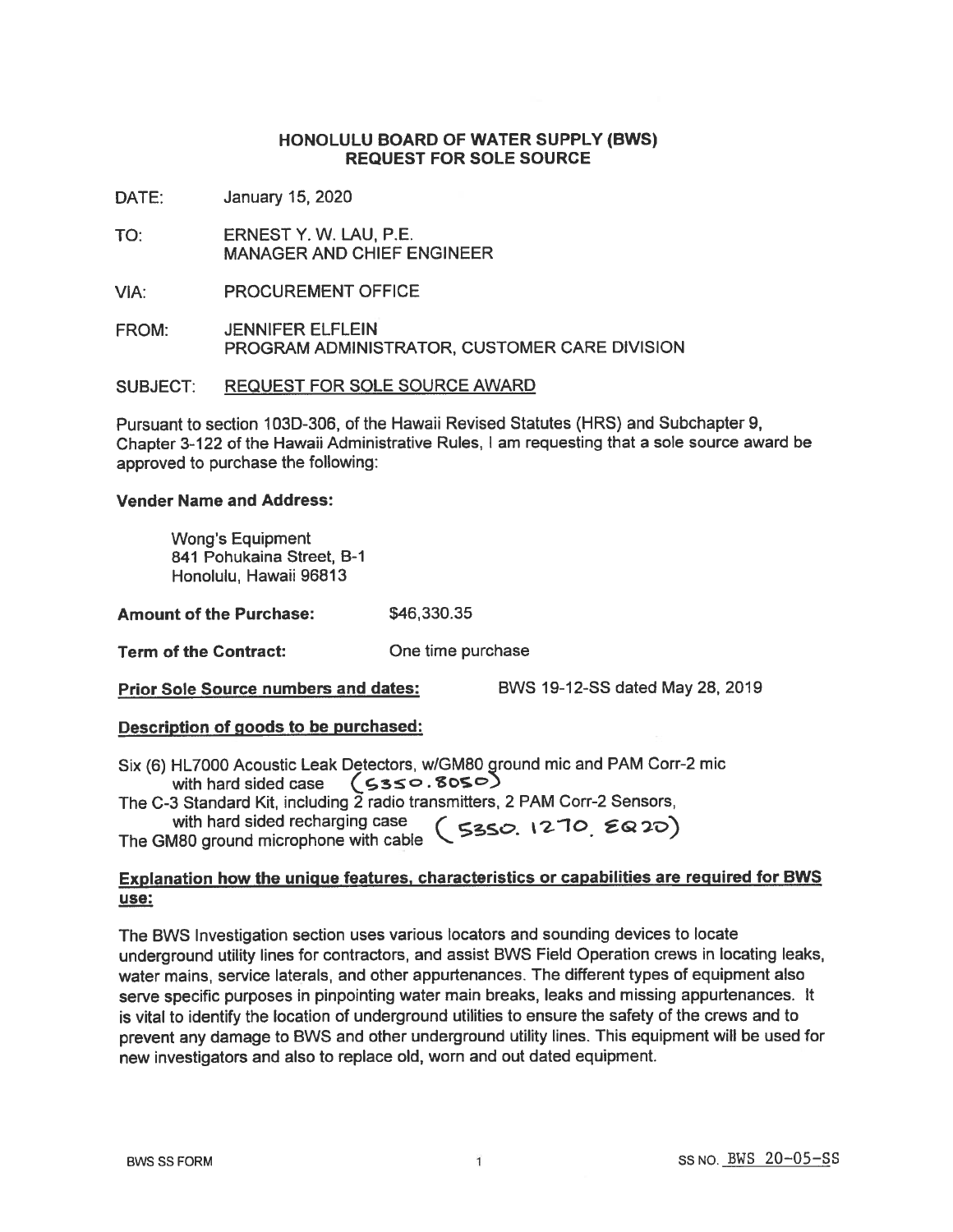# HONOLULU BOARD OF WATER SUPPLY (BWS) REQUEST FOR SOLE SOURCE

DATE: January 15, 2020

TO: ERNEST Y. W. LAU, P.E.
MANAGER AND CHIEF ENGINEER

VIA: PROCUREMENT OFFICE

FROM: JENNIFER ELFLEIN
PROGRAM ADMINISTRATOR, CUSTOMER CARE DIVISION

SUBJECT: REQUEST FOR SOLE SOURCE AWARD

Pursuant to section 103D-306, of the Hawaii Revised Statutes (HRS) and Subchapter 9, Chapter 3-122 of the Hawaii Administrative Rules, I am requesting that a sole source award be approved to purchase the following:

**Vender Name and Address:**

Wong's Equipment
841 Pohukaina Street, B-1
Honolulu, Hawaii 96813

**Amount of the Purchase:** $46,330.35

**Term of the Contract:** One time purchase

**Prior Sole Source numbers and dates:** BWS 19-12-SS dated May 28, 2019

**Description of goods to be purchased:**

Six (6) HL7000 Acoustic Leak Detectors, w/GM80 ground mic and PAM Corr-2 mic with hard sided case (5350.8050)
The C-3 Standard Kit, including 2 radio transmitters, 2 PAM Corr-2 Sensors, with hard sided recharging case
The GM80 ground microphone with cable (5350.1270.EQ20)

**Explanation how the unique features, characteristics or capabilities are required for BWS use:**

The BWS Investigation section uses various locators and sounding devices to locate underground utility lines for contractors, and assist BWS Field Operation crews in locating leaks, water mains, service laterals, and other appurtenances. The different types of equipment also serve specific purposes in pinpointing water main breaks, leaks and missing appurtenances. It is vital to identify the location of underground utilities to ensure the safety of the crews and to prevent any damage to BWS and other underground utility lines. This equipment will be used for new investigators and also to replace old, worn and out dated equipment.

BWS SS FORM

SS NO. BWS 20-05-SS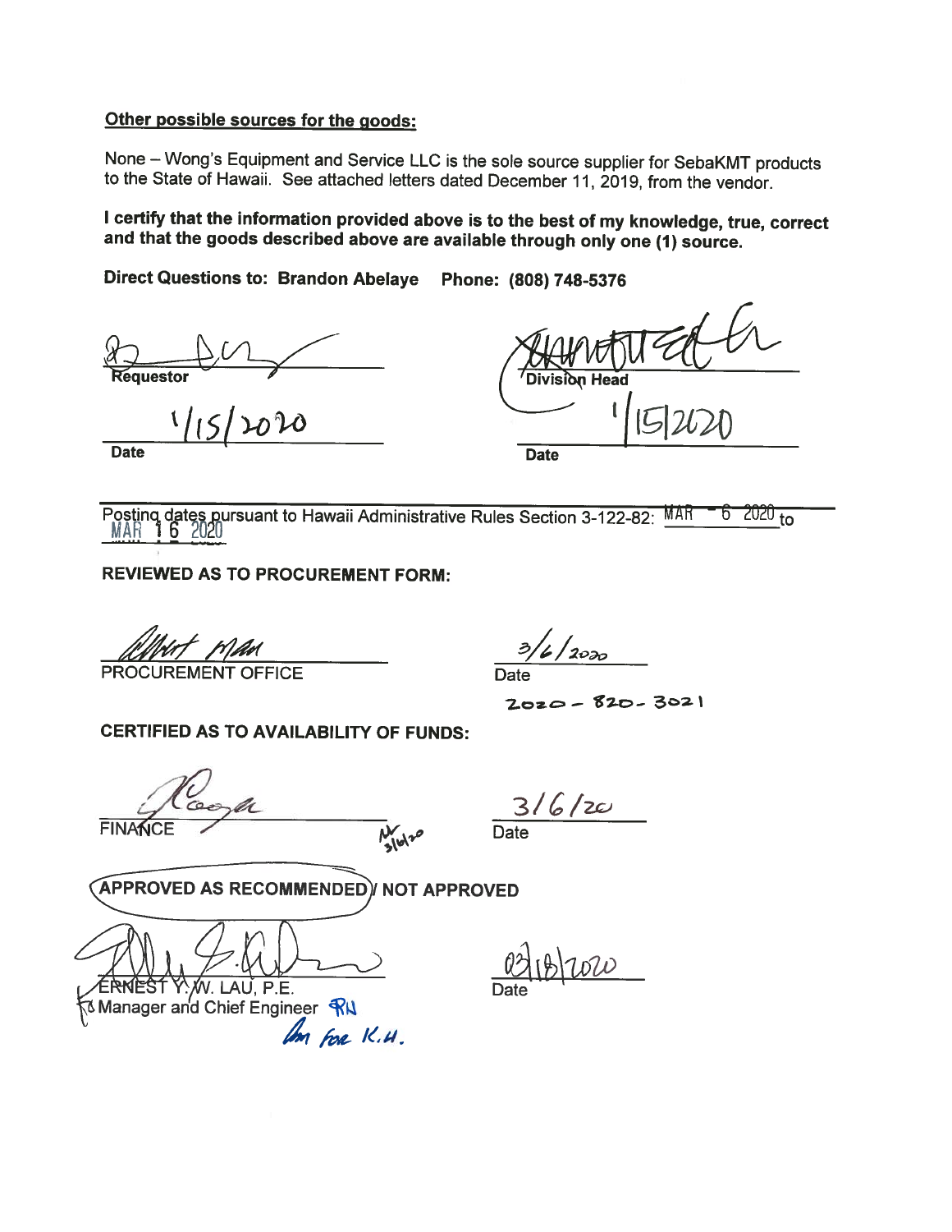**Other possible sources for the goods:**

None – Wong's Equipment and Service LLC is the sole source supplier for SebaKMT products to the State of Hawaii. See attached letters dated December 11, 2019, from the vendor.

**I certify that the information provided above is to the best of my knowledge, true, correct and that the goods described above are available through only one (1) source.**

**Direct Questions to: Brandon Abelaye Phone: (808) 748-5376**

| | |
|---|---|
| Requestor | Division Head |
| 1/15/2020 | 1/15/2020 |
| Date | Date |

Posting dates pursuant to Hawaii Administrative Rules Section 3-122-82: MAR - 6 2020 to MAR 16 2020

**REVIEWED AS TO PROCUREMENT FORM:**

PROCUREMENT OFFICE

3/6/2020
Date

2020 - 820 - 3021

**CERTIFIED AS TO AVAILABILITY OF FUNDS:**

FINANCE

3/6/20
Date

**APPROVED AS RECOMMENDED / NOT APPROVED**

ERNEST Y. W. LAU, P.E.
Manager and Chief Engineer

for K.H.

03/18/2020
Date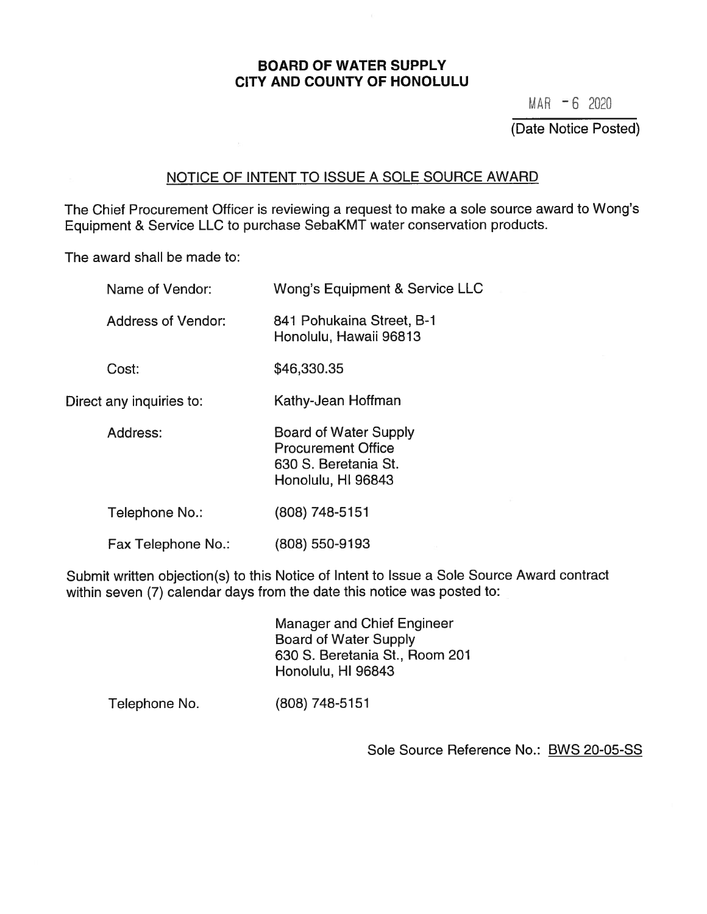# BOARD OF WATER SUPPLY
# CITY AND COUNTY OF HONOLULU

MAR - 6 2020

(Date Notice Posted)

## NOTICE OF INTENT TO ISSUE A SOLE SOURCE AWARD

The Chief Procurement Officer is reviewing a request to make a sole source award to Wong's Equipment & Service LLC to purchase SebaKMT water conservation products.

The award shall be made to:

| | |
|---|---|
| Name of Vendor: | Wong's Equipment & Service LLC |
| Address of Vendor: | 841 Pohukaina Street, B-1<br>Honolulu, Hawaii 96813 |
| Cost: | $46,330.35 |
| Direct any inquiries to: | Kathy-Jean Hoffman |
| Address: | Board of Water Supply<br>Procurement Office<br>630 S. Beretania St.<br>Honolulu, HI 96843 |
| Telephone No.: | (808) 748-5151 |
| Fax Telephone No.: | (808) 550-9193 |

Submit written objection(s) to this Notice of Intent to Issue a Sole Source Award contract within seven (7) calendar days from the date this notice was posted to:

Manager and Chief Engineer
Board of Water Supply
630 S. Beretania St., Room 201
Honolulu, HI 96843

Telephone No. (808) 748-5151

Sole Source Reference No.: BWS 20-05-SS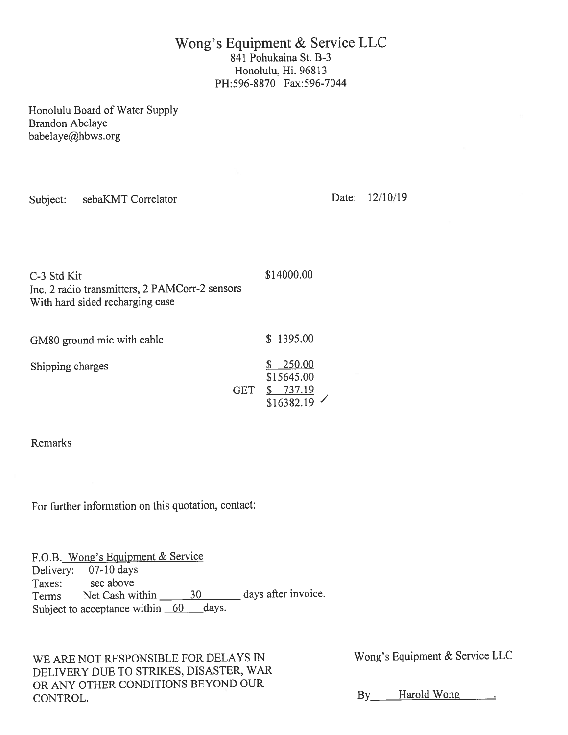# Wong's Equipment & Service LLC

841 Pohukaina St. B-3
Honolulu, Hi. 96813
PH:596-8870 Fax:596-7044

Honolulu Board of Water Supply
Brandon Abelaye
babelaye@hbws.org

Subject: sebaKMT Correlator

Date: 12/10/19

| | | |
|---|---|---|
| C-3 Std Kit<br>Inc. 2 radio transmitters, 2 PAMCorr-2 sensors<br>With hard sided recharging case | | $14000.00 |
| GM80 ground mic with cable | | $ 1395.00 |
| Shipping charges | | $ 250.00 |
| | | $15645.00 |
| | GET | $ 737.19 |
| | | $16382.19 ✓ |

Remarks

For further information on this quotation, contact:

F.O.B. Wong's Equipment & Service
Delivery: 07-10 days
Taxes: see above
Terms Net Cash within 30 days after invoice.
Subject to acceptance within 60 days.

WE ARE NOT RESPONSIBLE FOR DELAYS IN DELIVERY DUE TO STRIKES, DISASTER, WAR OR ANY OTHER CONDITIONS BEYOND OUR CONTROL.

Wong's Equipment & Service LLC

By Harold Wong .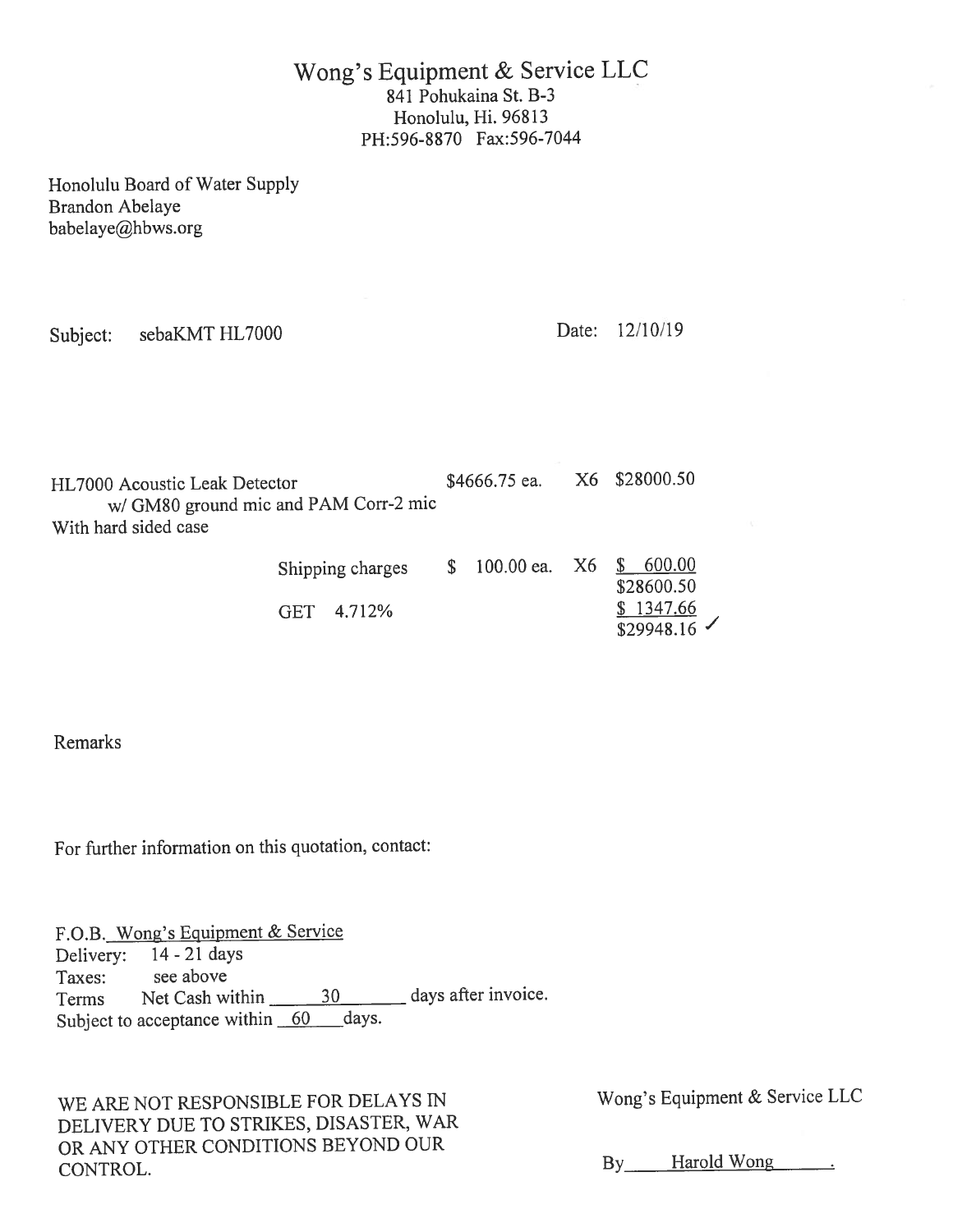# Wong's Equipment & Service LLC

841 Pohukaina St. B-3
Honolulu, Hi. 96813
PH:596-8870 Fax:596-7044

Honolulu Board of Water Supply
Brandon Abelaye
babelaye@hbws.org

Subject: sebaKMT HL7000

Date: 12/10/19

| | | | | |
|---|---|---|---|---|
| HL7000 Acoustic Leak Detector w/ GM80 ground mic and PAM Corr-2 mic With hard sided case | | $4666.75 ea. | X6 | $28000.50 |
| | Shipping charges | $ 100.00 ea. | X6 | $ 600.00 |
| | | | | $28600.50 |
| | GET 4.712% | | | $ 1347.66 |
| | | | | $29948.16 ✓ |

Remarks

For further information on this quotation, contact:

F.O.B. Wong's Equipment & Service
Delivery: 14 - 21 days
Taxes: see above
Terms Net Cash within 30 days after invoice.
Subject to acceptance within 60 days.

WE ARE NOT RESPONSIBLE FOR DELAYS IN DELIVERY DUE TO STRIKES, DISASTER, WAR OR ANY OTHER CONDITIONS BEYOND OUR CONTROL.

Wong's Equipment & Service LLC

By Harold Wong .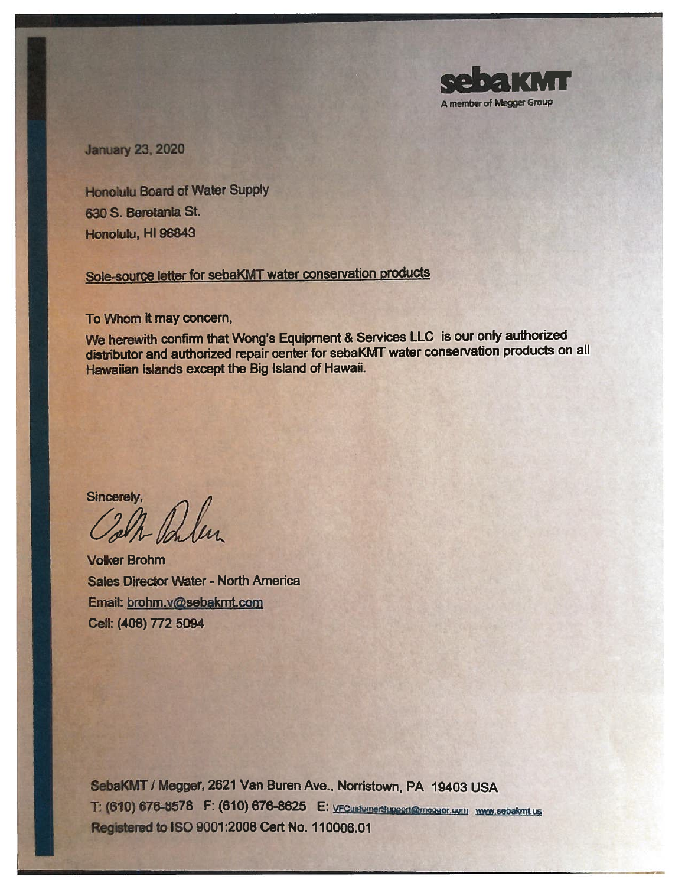sebaKMT
A member of Megger Group

January 23, 2020

Honolulu Board of Water Supply
630 S. Beretania St.
Honolulu, HI 96843

Sole-source letter for sebaKMT water conservation products

To Whom it may concern,

We herewith confirm that Wong's Equipment & Services LLC is our only authorized distributor and authorized repair center for sebaKMT water conservation products on all Hawaiian islands except the Big Island of Hawaii.

Sincerely,

Volker Brohm
Sales Director Water - North America
Email: brohm.v@sebakmt.com
Cell: (408) 772 5094

SebaKMT / Megger, 2621 Van Buren Ave., Norristown, PA 19403 USA
T: (610) 676-8578 F: (610) 676-8625 E: VFCustomerSupport@megger.com www.sebakmt.us
Registered to ISO 9001:2008 Cert No. 110006.01